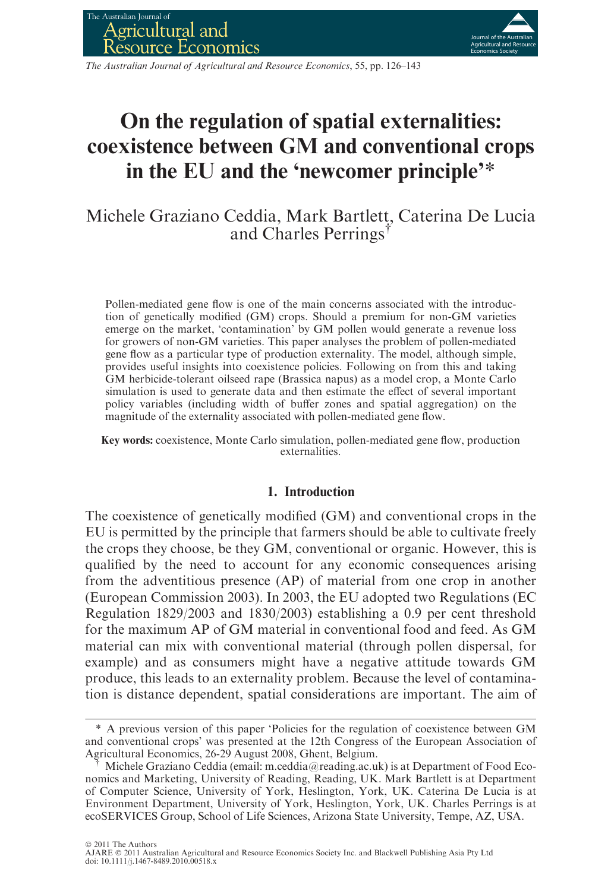# On the regulation of spatial externalities: coexistence between GM and conventional crops in the EU and the 'newcomer principle'*

Michele Graziano Ceddia, Mark Bartlett, Caterina De Lucia and Charles Perrings[†]

Pollen-mediated gene flow is one of the main concerns associated with the introduction of genetically modified (GM) crops. Should a premium for non-GM varieties emerge on the market, 'contamination' by GM pollen would generate a revenue loss for growers of non-GM varieties. This paper analyses the problem of pollen-mediated gene flow as a particular type of production externality. The model, although simple, provides useful insights into coexistence policies. Following on from this and taking GM herbicide-tolerant oilseed rape (Brassica napus) as a model crop, a Monte Carlo simulation is used to generate data and then estimate the effect of several important policy variables (including width of buffer zones and spatial aggregation) on the magnitude of the externality associated with pollen-mediated gene flow.

**Key words:** coexistence, Monte Carlo simulation, pollen-mediated gene flow, production externalities.

## 1. Introduction

The coexistence of genetically modified (GM) and conventional crops in the EU is permitted by the principle that farmers should be able to cultivate freely the crops they choose, be they GM, conventional or organic. However, this is qualified by the need to account for any economic consequences arising from the adventitious presence (AP) of material from one crop in another (European Commission 2003). In 2003, the EU adopted two Regulations (EC Regulation 1829/2003 and 1830/2003) establishing a 0.9 per cent threshold for the maximum AP of GM material in conventional food and feed. As GM material can mix with conventional material (through pollen dispersal, for example) and as consumers might have a negative attitude towards GM produce, this leads to an externality problem. Because the level of contamination is distance dependent, spatial considerations are important. The aim of

\* A previous version of this paper 'Policies for the regulation of coexistence between GM and conventional crops' was presented at the 12th Congress of the European Association of Agricultural Economics, 26-29 August 2008, Ghent, Belgium.

[†] Michele Graziano Ceddia (email: m.ceddia@reading.ac.uk) is at Department of Food Economics and Marketing, University of Reading, Reading, UK. Mark Bartlett is at Department of Computer Science, University of York, Heslington, York, UK. Caterina De Lucia is at Environment Department, University of York, Heslington, York, UK. Charles Perrings is at ecoSERVICES Group, School of Life Sciences, Arizona State University, Tempe, AZ, USA.

© 2011 The Authors
AJARE © 2011 Australian Agricultural and Resource Economics Society Inc. and Blackwell Publishing Asia Pty Ltd
doi: 10.1111/j.1467-8489.2010.00518.x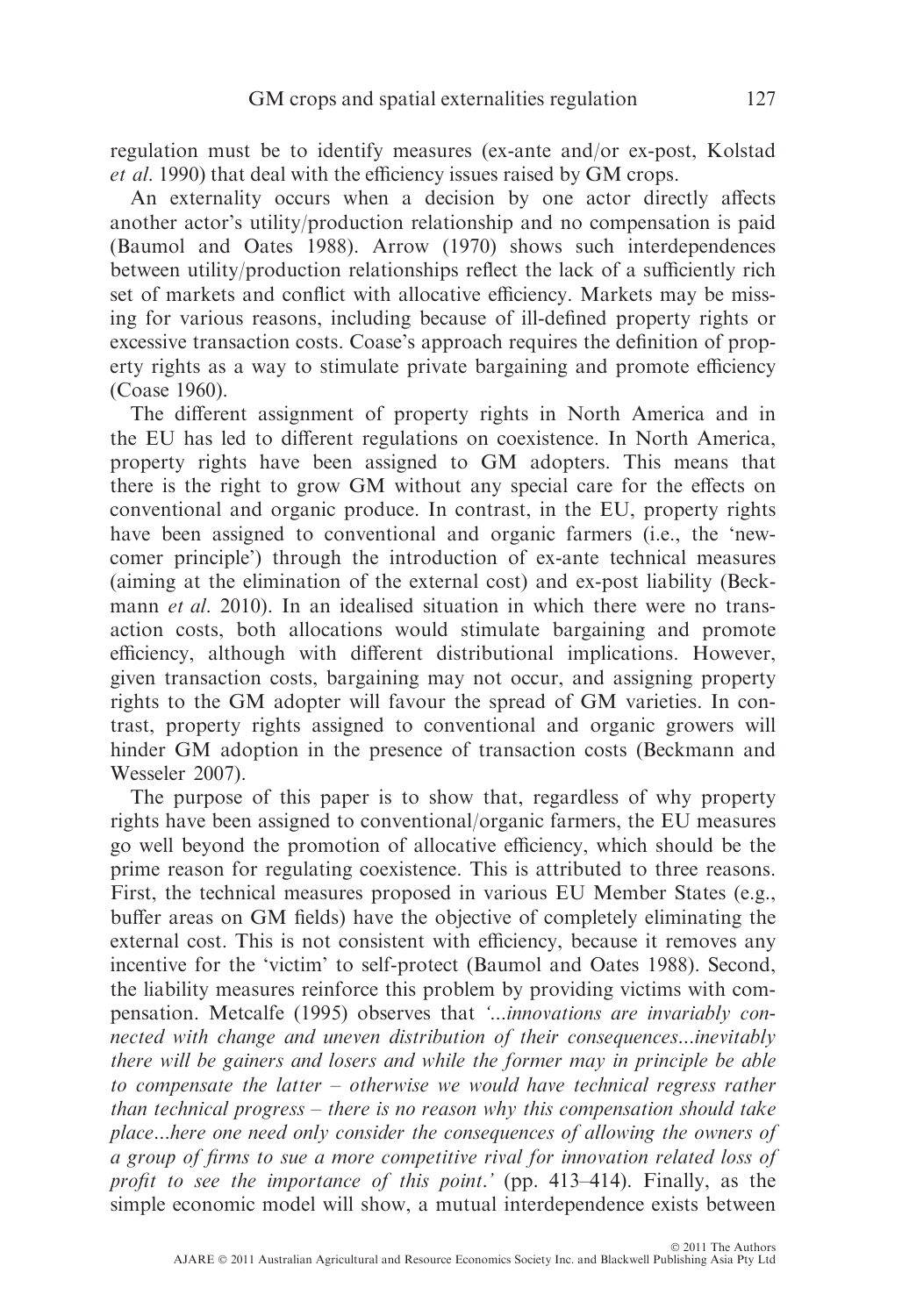regulation must be to identify measures (ex-ante and/or ex-post, Kolstad *et al.* 1990) that deal with the efficiency issues raised by GM crops.

An externality occurs when a decision by one actor directly affects another actor's utility/production relationship and no compensation is paid (Baumol and Oates 1988). Arrow (1970) shows such interdependences between utility/production relationships reflect the lack of a sufficiently rich set of markets and conflict with allocative efficiency. Markets may be missing for various reasons, including because of ill-defined property rights or excessive transaction costs. Coase's approach requires the definition of property rights as a way to stimulate private bargaining and promote efficiency (Coase 1960).

The different assignment of property rights in North America and in the EU has led to different regulations on coexistence. In North America, property rights have been assigned to GM adopters. This means that there is the right to grow GM without any special care for the effects on conventional and organic produce. In contrast, in the EU, property rights have been assigned to conventional and organic farmers (i.e., the 'newcomer principle') through the introduction of ex-ante technical measures (aiming at the elimination of the external cost) and ex-post liability (Beckmann *et al.* 2010). In an idealised situation in which there were no transaction costs, both allocations would stimulate bargaining and promote efficiency, although with different distributional implications. However, given transaction costs, bargaining may not occur, and assigning property rights to the GM adopter will favour the spread of GM varieties. In contrast, property rights assigned to conventional and organic growers will hinder GM adoption in the presence of transaction costs (Beckmann and Wesseler 2007).

The purpose of this paper is to show that, regardless of why property rights have been assigned to conventional/organic farmers, the EU measures go well beyond the promotion of allocative efficiency, which should be the prime reason for regulating coexistence. This is attributed to three reasons. First, the technical measures proposed in various EU Member States (e.g., buffer areas on GM fields) have the objective of completely eliminating the external cost. This is not consistent with efficiency, because it removes any incentive for the 'victim' to self-protect (Baumol and Oates 1988). Second, the liability measures reinforce this problem by providing victims with compensation. Metcalfe (1995) observes that *'...innovations are invariably connected with change and uneven distribution of their consequences...inevitably there will be gainers and losers and while the former may in principle be able to compensate the latter – otherwise we would have technical regress rather than technical progress – there is no reason why this compensation should take place...here one need only consider the consequences of allowing the owners of a group of firms to sue a more competitive rival for innovation related loss of profit to see the importance of this point.'* (pp. 413–414). Finally, as the simple economic model will show, a mutual interdependence exists between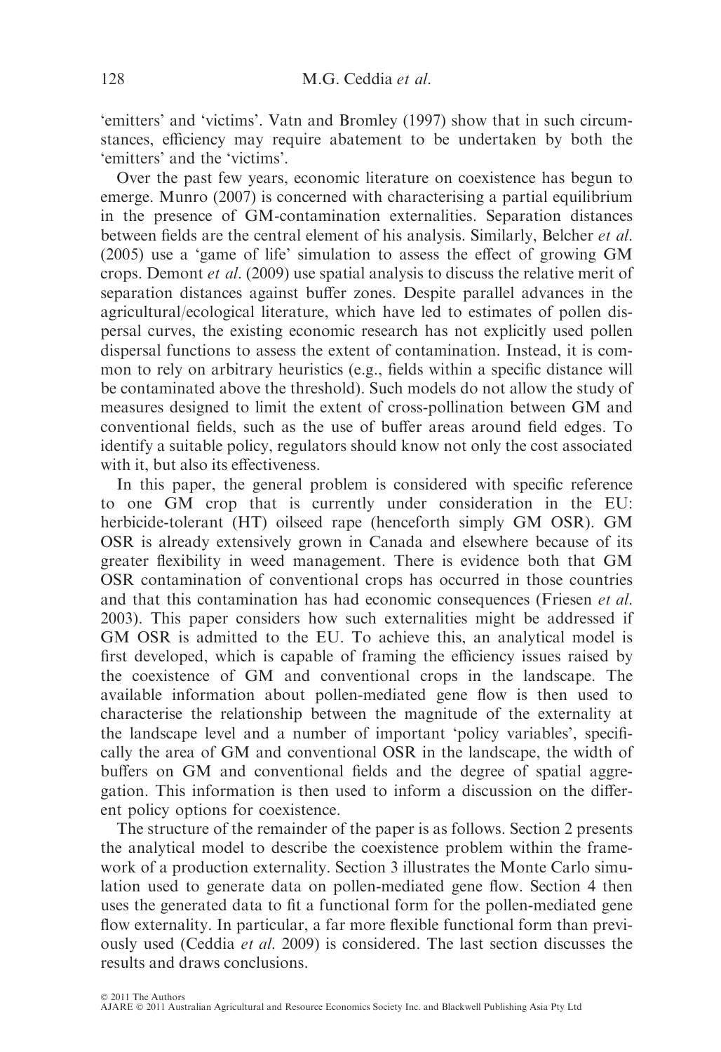'emitters' and 'victims'. Vatn and Bromley (1997) show that in such circumstances, efficiency may require abatement to be undertaken by both the 'emitters' and the 'victims'.

Over the past few years, economic literature on coexistence has begun to emerge. Munro (2007) is concerned with characterising a partial equilibrium in the presence of GM-contamination externalities. Separation distances between fields are the central element of his analysis. Similarly, Belcher *et al.* (2005) use a 'game of life' simulation to assess the effect of growing GM crops. Demont *et al.* (2009) use spatial analysis to discuss the relative merit of separation distances against buffer zones. Despite parallel advances in the agricultural/ecological literature, which have led to estimates of pollen dispersal curves, the existing economic research has not explicitly used pollen dispersal functions to assess the extent of contamination. Instead, it is common to rely on arbitrary heuristics (e.g., fields within a specific distance will be contaminated above the threshold). Such models do not allow the study of measures designed to limit the extent of cross-pollination between GM and conventional fields, such as the use of buffer areas around field edges. To identify a suitable policy, regulators should know not only the cost associated with it, but also its effectiveness.

In this paper, the general problem is considered with specific reference to one GM crop that is currently under consideration in the EU: herbicide-tolerant (HT) oilseed rape (henceforth simply GM OSR). GM OSR is already extensively grown in Canada and elsewhere because of its greater flexibility in weed management. There is evidence both that GM OSR contamination of conventional crops has occurred in those countries and that this contamination has had economic consequences (Friesen *et al.* 2003). This paper considers how such externalities might be addressed if GM OSR is admitted to the EU. To achieve this, an analytical model is first developed, which is capable of framing the efficiency issues raised by the coexistence of GM and conventional crops in the landscape. The available information about pollen-mediated gene flow is then used to characterise the relationship between the magnitude of the externality at the landscape level and a number of important 'policy variables', specifically the area of GM and conventional OSR in the landscape, the width of buffers on GM and conventional fields and the degree of spatial aggregation. This information is then used to inform a discussion on the different policy options for coexistence.

The structure of the remainder of the paper is as follows. Section 2 presents the analytical model to describe the coexistence problem within the framework of a production externality. Section 3 illustrates the Monte Carlo simulation used to generate data on pollen-mediated gene flow. Section 4 then uses the generated data to fit a functional form for the pollen-mediated gene flow externality. In particular, a far more flexible functional form than previously used (Ceddia *et al.* 2009) is considered. The last section discusses the results and draws conclusions.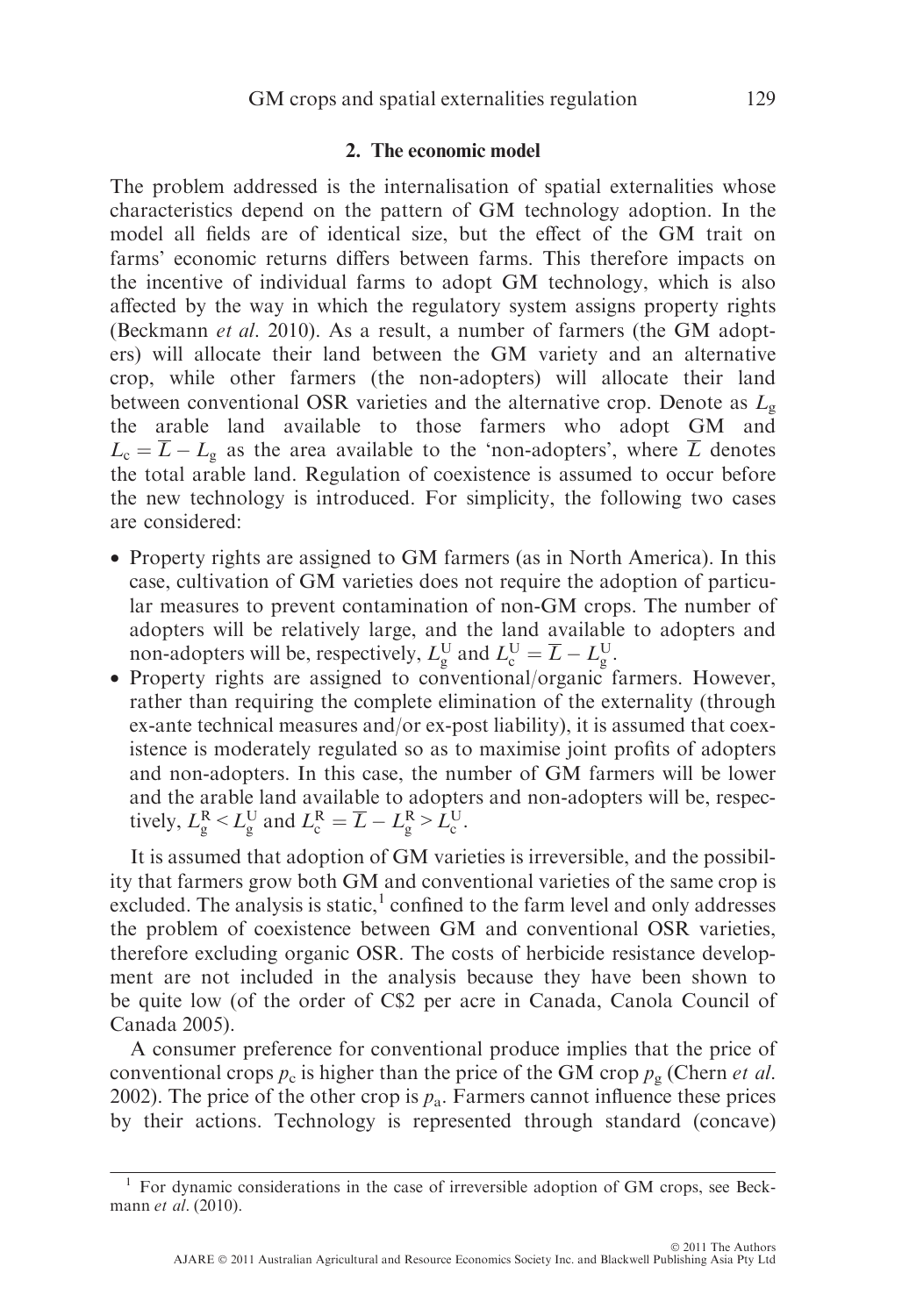## 2. The economic model

The problem addressed is the internalisation of spatial externalities whose characteristics depend on the pattern of GM technology adoption. In the model all fields are of identical size, but the effect of the GM trait on farms' economic returns differs between farms. This therefore impacts on the incentive of individual farms to adopt GM technology, which is also affected by the way in which the regulatory system assigns property rights (Beckmann *et al.* 2010). As a result, a number of farmers (the GM adopters) will allocate their land between the GM variety and an alternative crop, while other farmers (the non-adopters) will allocate their land between conventional OSR varieties and the alternative crop. Denote as $L_g$ the arable land available to those farmers who adopt GM and $L_c = \overline{L} - L_g$ as the area available to the 'non-adopters', where $\overline{L}$ denotes the total arable land. Regulation of coexistence is assumed to occur before the new technology is introduced. For simplicity, the following two cases are considered:

- Property rights are assigned to GM farmers (as in North America). In this case, cultivation of GM varieties does not require the adoption of particular measures to prevent contamination of non-GM crops. The number of adopters will be relatively large, and the land available to adopters and non-adopters will be, respectively, $L_g^U$ and $L_c^U = \overline{L} - L_g^U$.
- Property rights are assigned to conventional/organic farmers. However, rather than requiring the complete elimination of the externality (through ex-ante technical measures and/or ex-post liability), it is assumed that coexistence is moderately regulated so as to maximise joint profits of adopters and non-adopters. In this case, the number of GM farmers will be lower and the arable land available to adopters and non-adopters will be, respectively, $L_g^R < L_g^U$ and $L_c^R = \overline{L} - L_g^R > L_c^U$.

It is assumed that adoption of GM varieties is irreversible, and the possibility that farmers grow both GM and conventional varieties of the same crop is excluded. The analysis is static,[1] confined to the farm level and only addresses the problem of coexistence between GM and conventional OSR varieties, therefore excluding organic OSR. The costs of herbicide resistance development are not included in the analysis because they have been shown to be quite low (of the order of C$2 per acre in Canada, Canola Council of Canada 2005).

A consumer preference for conventional produce implies that the price of conventional crops $p_c$ is higher than the price of the GM crop $p_g$ (Chern *et al.* 2002). The price of the other crop is $p_a$. Farmers cannot influence these prices by their actions. Technology is represented through standard (concave)

[1] For dynamic considerations in the case of irreversible adoption of GM crops, see Beckmann *et al.* (2010).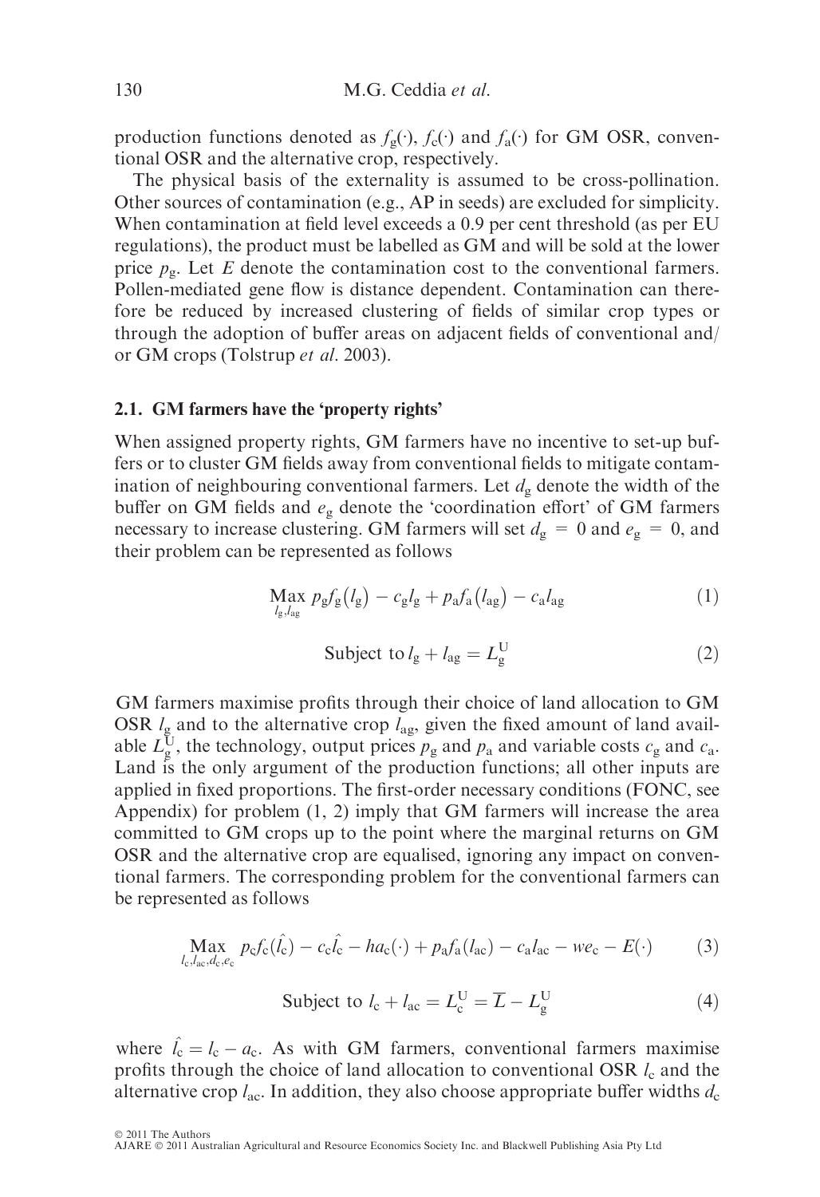production functions denoted as $f_g(\cdot)$, $f_c(\cdot)$ and $f_a(\cdot)$ for GM OSR, conventional OSR and the alternative crop, respectively.

The physical basis of the externality is assumed to be cross-pollination. Other sources of contamination (e.g., AP in seeds) are excluded for simplicity. When contamination at field level exceeds a 0.9 per cent threshold (as per EU regulations), the product must be labelled as GM and will be sold at the lower price $p_g$. Let $E$ denote the contamination cost to the conventional farmers. Pollen-mediated gene flow is distance dependent. Contamination can therefore be reduced by increased clustering of fields of similar crop types or through the adoption of buffer areas on adjacent fields of conventional and/or GM crops (Tolstrup *et al.* 2003).

### 2.1. GM farmers have the 'property rights'

When assigned property rights, GM farmers have no incentive to set-up buffers or to cluster GM fields away from conventional fields to mitigate contamination of neighbouring conventional farmers. Let $d_g$ denote the width of the buffer on GM fields and $e_g$ denote the 'coordination effort' of GM farmers necessary to increase clustering. GM farmers will set $d_g = 0$ and $e_g = 0$, and their problem can be represented as follows

$$\underset{l_g, l_{ag}}{\text{Max}} \; p_g f_g(l_g) - c_g l_g + p_a f_a(l_{ag}) - c_a l_{ag} \tag{1}$$

$$\text{Subject to } l_g + l_{ag} = L_g^U \tag{2}$$

GM farmers maximise profits through their choice of land allocation to GM OSR $l_g$ and to the alternative crop $l_{ag}$, given the fixed amount of land available $L_g^U$, the technology, output prices $p_g$ and $p_a$ and variable costs $c_g$ and $c_a$. Land is the only argument of the production functions; all other inputs are applied in fixed proportions. The first-order necessary conditions (FONC, see Appendix) for problem (1, 2) imply that GM farmers will increase the area committed to GM crops up to the point where the marginal returns on GM OSR and the alternative crop are equalised, ignoring any impact on conventional farmers. The corresponding problem for the conventional farmers can be represented as follows

$$\underset{l_c, l_{ac}, d_c, e_c}{\text{Max}} \; p_c f_c(\hat{l}_c) - c_c \hat{l}_c - h a_c(\cdot) + p_a f_a(l_{ac}) - c_a l_{ac} - w e_c - E(\cdot) \tag{3}$$

$$\text{Subject to } l_c + l_{ac} = L_c^U = \overline{L} - L_g^U \tag{4}$$

where $\hat{l}_c = l_c - a_c$. As with GM farmers, conventional farmers maximise profits through the choice of land allocation to conventional OSR $l_c$ and the alternative crop $l_{ac}$. In addition, they also choose appropriate buffer widths $d_c$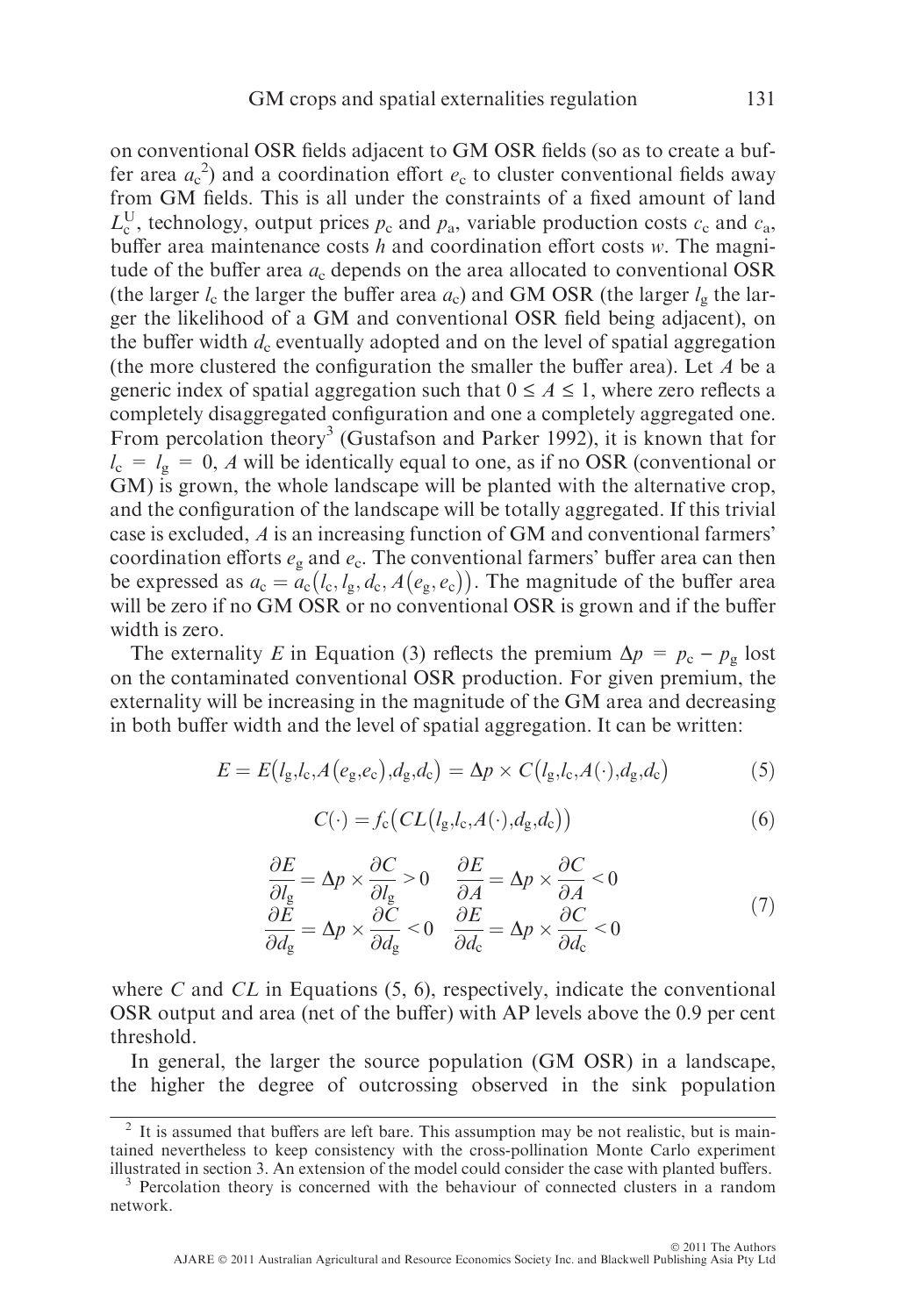on conventional OSR fields adjacent to GM OSR fields (so as to create a buffer area $a_c$[2]) and a coordination effort $e_c$ to cluster conventional fields away from GM fields. This is all under the constraints of a fixed amount of land $L_c^U$, technology, output prices $p_c$ and $p_a$, variable production costs $c_c$ and $c_a$, buffer area maintenance costs $h$ and coordination effort costs $w$. The magnitude of the buffer area $a_c$ depends on the area allocated to conventional OSR (the larger $l_c$ the larger the buffer area $a_c$) and GM OSR (the larger $l_g$ the larger the likelihood of a GM and conventional OSR field being adjacent), on the buffer width $d_c$ eventually adopted and on the level of spatial aggregation (the more clustered the configuration the smaller the buffer area). Let $A$ be a generic index of spatial aggregation such that $0 \leq A \leq 1$, where zero reflects a completely disaggregated configuration and one a completely aggregated one. From percolation theory[3] (Gustafson and Parker 1992), it is known that for $l_c = l_g = 0$, $A$ will be identically equal to one, as if no OSR (conventional or GM) is grown, the whole landscape will be planted with the alternative crop, and the configuration of the landscape will be totally aggregated. If this trivial case is excluded, $A$ is an increasing function of GM and conventional farmers' coordination efforts $e_g$ and $e_c$. The conventional farmers' buffer area can then be expressed as $a_c = a_c(l_c, l_g, d_c, A(e_g, e_c))$. The magnitude of the buffer area will be zero if no GM OSR or no conventional OSR is grown and if the buffer width is zero.

The externality $E$ in Equation (3) reflects the premium $\Delta p = p_c - p_g$ lost on the contaminated conventional OSR production. For given premium, the externality will be increasing in the magnitude of the GM area and decreasing in both buffer width and the level of spatial aggregation. It can be written:

$$E = E(l_g, l_c, A(e_g, e_c), d_g, d_c) = \Delta p \times C(l_g, l_c, A(\cdot), d_g, d_c) \tag{5}$$

$$C(\cdot) = f_c(CL(l_g, l_c, A(\cdot), d_g, d_c)) \tag{6}$$

$$\begin{aligned} \frac{\partial E}{\partial l_g} &= \Delta p \times \frac{\partial C}{\partial l_g} > 0 \quad & \frac{\partial E}{\partial A} &= \Delta p \times \frac{\partial C}{\partial A} < 0 \\ \frac{\partial E}{\partial d_g} &= \Delta p \times \frac{\partial C}{\partial d_g} < 0 \quad & \frac{\partial E}{\partial d_c} &= \Delta p \times \frac{\partial C}{\partial d_c} < 0 \end{aligned} \tag{7}$$

where $C$ and $CL$ in Equations (5, 6), respectively, indicate the conventional OSR output and area (net of the buffer) with AP levels above the 0.9 per cent threshold.

In general, the larger the source population (GM OSR) in a landscape, the higher the degree of outcrossing observed in the sink population

[2] It is assumed that buffers are left bare. This assumption may be not realistic, but is maintained nevertheless to keep consistency with the cross-pollination Monte Carlo experiment illustrated in section 3. An extension of the model could consider the case with planted buffers.

[3] Percolation theory is concerned with the behaviour of connected clusters in a random network.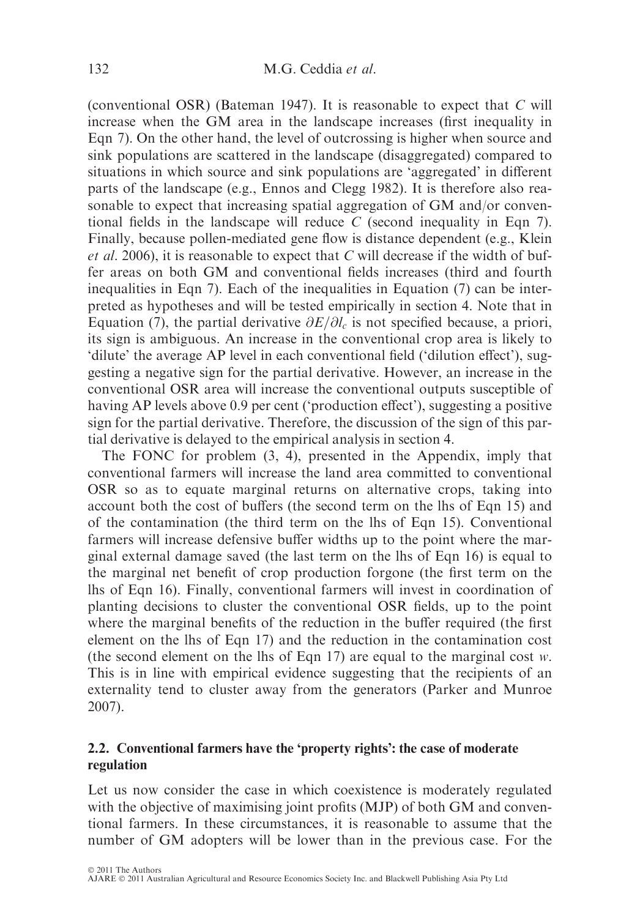(conventional OSR) (Bateman 1947). It is reasonable to expect that $C$ will increase when the GM area in the landscape increases (first inequality in Eqn 7). On the other hand, the level of outcrossing is higher when source and sink populations are scattered in the landscape (disaggregated) compared to situations in which source and sink populations are 'aggregated' in different parts of the landscape (e.g., Ennos and Clegg 1982). It is therefore also reasonable to expect that increasing spatial aggregation of GM and/or conventional fields in the landscape will reduce $C$ (second inequality in Eqn 7). Finally, because pollen-mediated gene flow is distance dependent (e.g., Klein *et al*. 2006), it is reasonable to expect that $C$ will decrease if the width of buffer areas on both GM and conventional fields increases (third and fourth inequalities in Eqn 7). Each of the inequalities in Equation (7) can be interpreted as hypotheses and will be tested empirically in section 4. Note that in Equation (7), the partial derivative $\partial E/\partial l_c$ is not specified because, a priori, its sign is ambiguous. An increase in the conventional crop area is likely to 'dilute' the average AP level in each conventional field ('dilution effect'), suggesting a negative sign for the partial derivative. However, an increase in the conventional OSR area will increase the conventional outputs susceptible of having AP levels above 0.9 per cent ('production effect'), suggesting a positive sign for the partial derivative. Therefore, the discussion of the sign of this partial derivative is delayed to the empirical analysis in section 4.

The FONC for problem (3, 4), presented in the Appendix, imply that conventional farmers will increase the land area committed to conventional OSR so as to equate marginal returns on alternative crops, taking into account both the cost of buffers (the second term on the lhs of Eqn 15) and of the contamination (the third term on the lhs of Eqn 15). Conventional farmers will increase defensive buffer widths up to the point where the marginal external damage saved (the last term on the lhs of Eqn 16) is equal to the marginal net benefit of crop production forgone (the first term on the lhs of Eqn 16). Finally, conventional farmers will invest in coordination of planting decisions to cluster the conventional OSR fields, up to the point where the marginal benefits of the reduction in the buffer required (the first element on the lhs of Eqn 17) and the reduction in the contamination cost (the second element on the lhs of Eqn 17) are equal to the marginal cost $w$. This is in line with empirical evidence suggesting that the recipients of an externality tend to cluster away from the generators (Parker and Munroe 2007).

## 2.2. Conventional farmers have the 'property rights': the case of moderate regulation

Let us now consider the case in which coexistence is moderately regulated with the objective of maximising joint profits (MJP) of both GM and conventional farmers. In these circumstances, it is reasonable to assume that the number of GM adopters will be lower than in the previous case. For the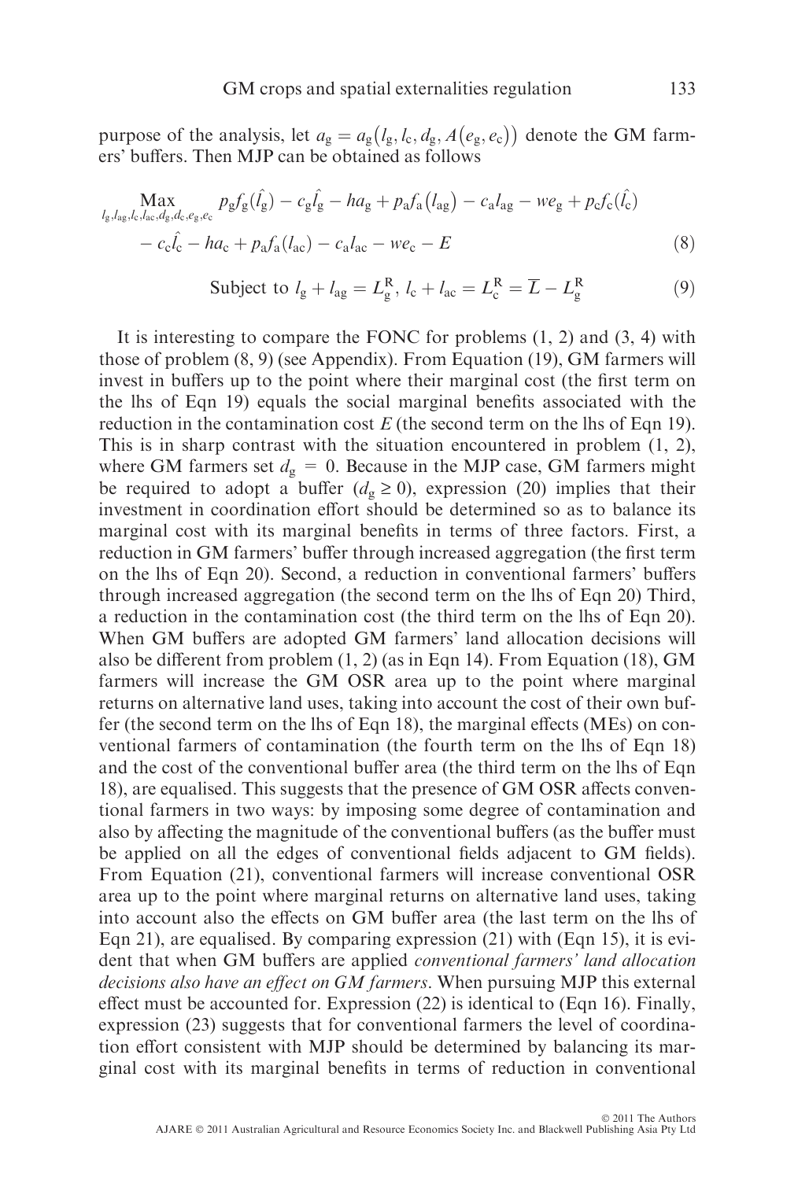purpose of the analysis, let $a_g = a_g\big(l_g, l_c, d_g, A\big(e_g, e_c\big)\big)$ denote the GM farmers' buffers. Then MJP can be obtained as follows

$$
\begin{aligned}
\underset{l_g, l_{ag}, l_c, l_{ac}, d_g, d_c, e_g, e_c}{\text{Max}} \; & p_g f_g(\hat{l}_g) - c_g \hat{l}_g - h a_g + p_a f_a\big(l_{ag}\big) - c_a l_{ag} - w e_g + p_c f_c(\hat{l}_c) \\
& - c_c \hat{l}_c - h a_c + p_a f_a(l_{ac}) - c_a l_{ac} - w e_c - E
\end{aligned} \tag{8}
$$

$$
\text{Subject to } l_g + l_{ag} = L_g^R,\; l_c + l_{ac} = L_c^R = \overline{L} - L_g^R \tag{9}
$$

It is interesting to compare the FONC for problems (1, 2) and (3, 4) with those of problem (8, 9) (see Appendix). From Equation (19), GM farmers will invest in buffers up to the point where their marginal cost (the first term on the lhs of Eqn 19) equals the social marginal benefits associated with the reduction in the contamination cost $E$ (the second term on the lhs of Eqn 19). This is in sharp contrast with the situation encountered in problem (1, 2), where GM farmers set $d_g = 0$. Because in the MJP case, GM farmers might be required to adopt a buffer ($d_g \geq 0$), expression (20) implies that their investment in coordination effort should be determined so as to balance its marginal cost with its marginal benefits in terms of three factors. First, a reduction in GM farmers' buffer through increased aggregation (the first term on the lhs of Eqn 20). Second, a reduction in conventional farmers' buffers through increased aggregation (the second term on the lhs of Eqn 20) Third, a reduction in the contamination cost (the third term on the lhs of Eqn 20). When GM buffers are adopted GM farmers' land allocation decisions will also be different from problem (1, 2) (as in Eqn 14). From Equation (18), GM farmers will increase the GM OSR area up to the point where marginal returns on alternative land uses, taking into account the cost of their own buffer (the second term on the lhs of Eqn 18), the marginal effects (MEs) on conventional farmers of contamination (the fourth term on the lhs of Eqn 18) and the cost of the conventional buffer area (the third term on the lhs of Eqn 18), are equalised. This suggests that the presence of GM OSR affects conventional farmers in two ways: by imposing some degree of contamination and also by affecting the magnitude of the conventional buffers (as the buffer must be applied on all the edges of conventional fields adjacent to GM fields). From Equation (21), conventional farmers will increase conventional OSR area up to the point where marginal returns on alternative land uses, taking into account also the effects on GM buffer area (the last term on the lhs of Eqn 21), are equalised. By comparing expression (21) with (Eqn 15), it is evident that when GM buffers are applied *conventional farmers' land allocation decisions also have an effect on GM farmers*. When pursuing MJP this external effect must be accounted for. Expression (22) is identical to (Eqn 16). Finally, expression (23) suggests that for conventional farmers the level of coordination effort consistent with MJP should be determined by balancing its marginal cost with its marginal benefits in terms of reduction in conventional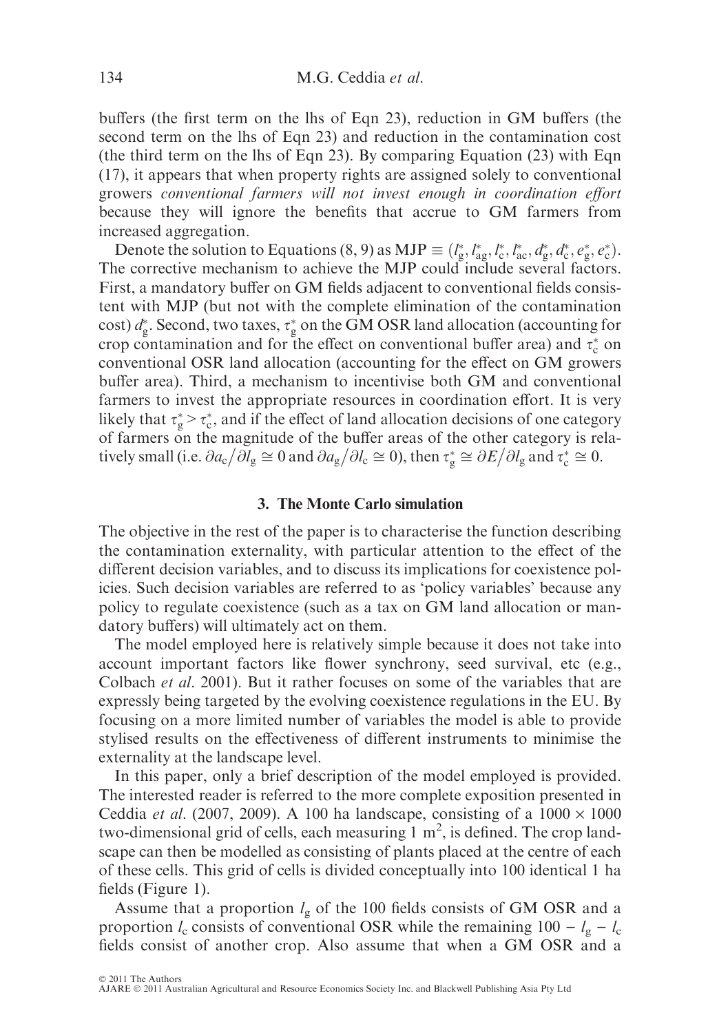buffers (the first term on the lhs of Eqn 23), reduction in GM buffers (the second term on the lhs of Eqn 23) and reduction in the contamination cost (the third term on the lhs of Eqn 23). By comparing Equation (23) with Eqn (17), it appears that when property rights are assigned solely to conventional growers *conventional farmers will not invest enough in coordination effort* because they will ignore the benefits that accrue to GM farmers from increased aggregation.

Denote the solution to Equations (8, 9) as $\text{MJP} \equiv (l_g^*, l_{ag}^*, l_c^*, l_{ac}^*, d_g^*, d_c^*, e_g^*, e_c^*)$. The corrective mechanism to achieve the MJP could include several factors. First, a mandatory buffer on GM fields adjacent to conventional fields consistent with MJP (but not with the complete elimination of the contamination cost) $d_g^*$. Second, two taxes, $\tau_g^*$ on the GM OSR land allocation (accounting for crop contamination and for the effect on conventional buffer area) and $\tau_c^*$ on conventional OSR land allocation (accounting for the effect on GM growers buffer area). Third, a mechanism to incentivise both GM and conventional farmers to invest the appropriate resources in coordination effort. It is very likely that $\tau_g^* > \tau_c^*$, and if the effect of land allocation decisions of one category of farmers on the magnitude of the buffer areas of the other category is relatively small (i.e. $\partial a_c / \partial l_g \cong 0$ and $\partial a_g / \partial l_c \cong 0$), then $\tau_g^* \cong \partial E / \partial l_g$ and $\tau_c^* \cong 0$.

## 3. The Monte Carlo simulation

The objective in the rest of the paper is to characterise the function describing the contamination externality, with particular attention to the effect of the different decision variables, and to discuss its implications for coexistence policies. Such decision variables are referred to as 'policy variables' because any policy to regulate coexistence (such as a tax on GM land allocation or mandatory buffers) will ultimately act on them.

The model employed here is relatively simple because it does not take into account important factors like flower synchrony, seed survival, etc (e.g., Colbach *et al.* 2001). But it rather focuses on some of the variables that are expressly being targeted by the evolving coexistence regulations in the EU. By focusing on a more limited number of variables the model is able to provide stylised results on the effectiveness of different instruments to minimise the externality at the landscape level.

In this paper, only a brief description of the model employed is provided. The interested reader is referred to the more complete exposition presented in Ceddia *et al.* (2007, 2009). A 100 ha landscape, consisting of a $1000 \times 1000$ two-dimensional grid of cells, each measuring 1 $m^2$, is defined. The crop landscape can then be modelled as consisting of plants placed at the centre of each of these cells. This grid of cells is divided conceptually into 100 identical 1 ha fields (Figure 1).

Assume that a proportion $l_g$ of the 100 fields consists of GM OSR and a proportion $l_c$ consists of conventional OSR while the remaining $100 - l_g - l_c$ fields consist of another crop. Also assume that when a GM OSR and a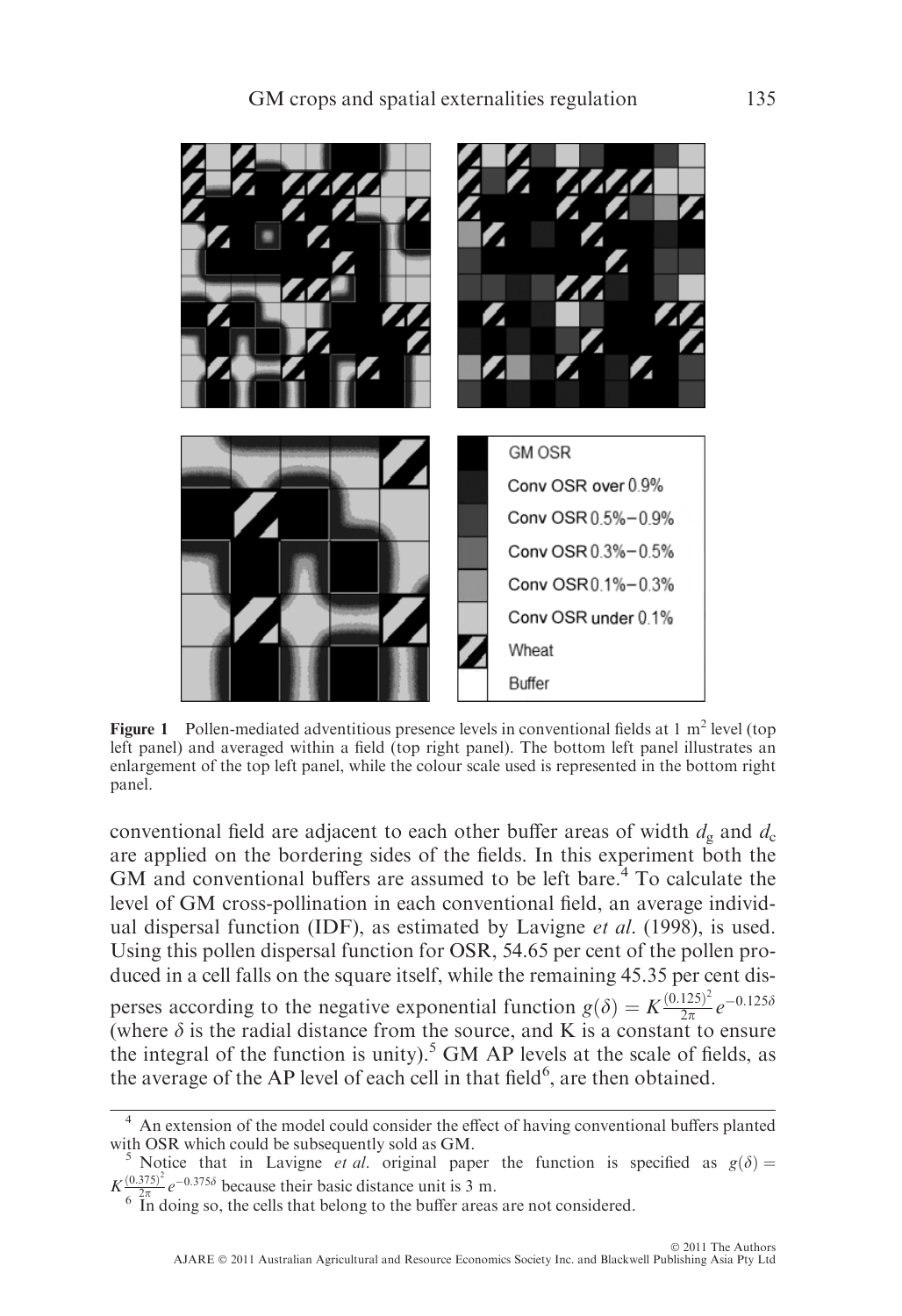**Figure 1** Pollen-mediated adventitious presence levels in conventional fields at 1 m$^2$ level (top left panel) and averaged within a field (top right panel). The bottom left panel illustrates an enlargement of the top left panel, while the colour scale used is represented in the bottom right panel.

conventional field are adjacent to each other buffer areas of width $d_g$ and $d_c$ are applied on the bordering sides of the fields. In this experiment both the GM and conventional buffers are assumed to be left bare.[4] To calculate the level of GM cross-pollination in each conventional field, an average individual dispersal function (IDF), as estimated by Lavigne *et al*. (1998), is used. Using this pollen dispersal function for OSR, 54.65 per cent of the pollen produced in a cell falls on the square itself, while the remaining 45.35 per cent disperses according to the negative exponential function $g(\delta) = K\frac{(0.125)^2}{2\pi}e^{-0.125\delta}$ (where $\delta$ is the radial distance from the source, and K is a constant to ensure the integral of the function is unity).[5] GM AP levels at the scale of fields, as the average of the AP level of each cell in that field[6], are then obtained.

[4] An extension of the model could consider the effect of having conventional buffers planted with OSR which could be subsequently sold as GM.

[5] Notice that in Lavigne *et al*. original paper the function is specified as $g(\delta) = K\frac{(0.375)^2}{2\pi}e^{-0.375\delta}$ because their basic distance unit is 3 m.

[6] In doing so, the cells that belong to the buffer areas are not considered.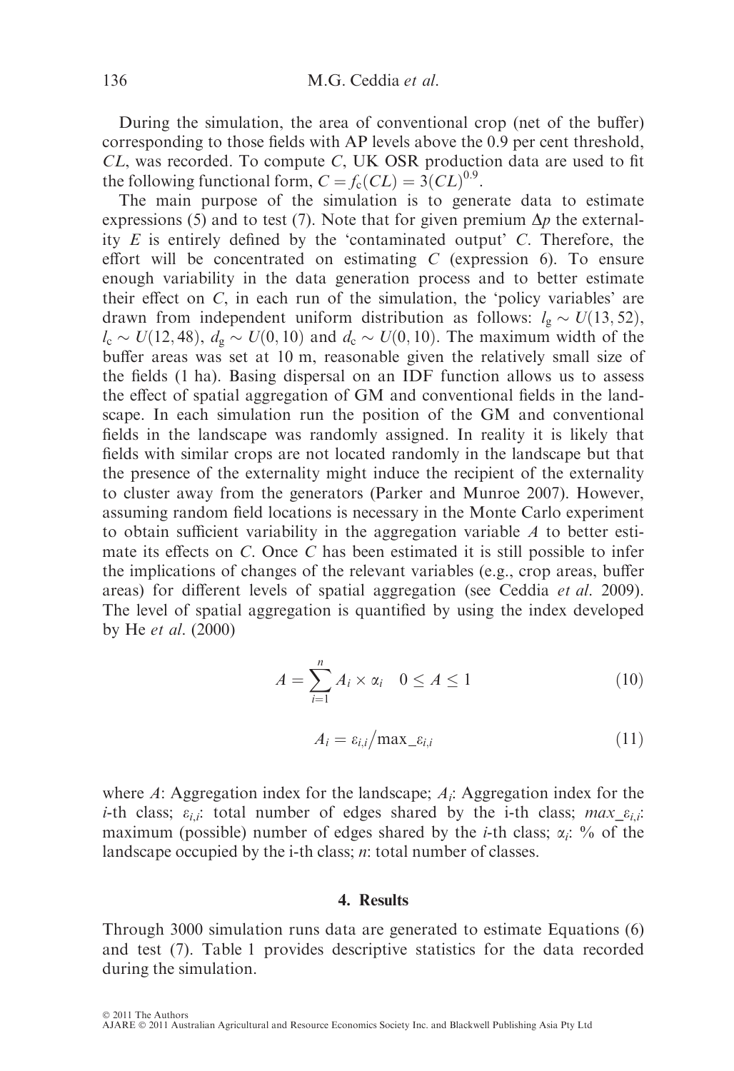During the simulation, the area of conventional crop (net of the buffer) corresponding to those fields with AP levels above the 0.9 per cent threshold, $CL$, was recorded. To compute $C$, UK OSR production data are used to fit the following functional form, $C = f_c(CL) = 3(CL)^{0.9}$.

The main purpose of the simulation is to generate data to estimate expressions (5) and to test (7). Note that for given premium $\Delta p$ the externality $E$ is entirely defined by the 'contaminated output' $C$. Therefore, the effort will be concentrated on estimating $C$ (expression 6). To ensure enough variability in the data generation process and to better estimate their effect on $C$, in each run of the simulation, the 'policy variables' are drawn from independent uniform distribution as follows: $l_g \sim U(13, 52)$, $l_c \sim U(12, 48)$, $d_g \sim U(0, 10)$ and $d_c \sim U(0, 10)$. The maximum width of the buffer areas was set at 10 m, reasonable given the relatively small size of the fields (1 ha). Basing dispersal on an IDF function allows us to assess the effect of spatial aggregation of GM and conventional fields in the landscape. In each simulation run the position of the GM and conventional fields in the landscape was randomly assigned. In reality it is likely that fields with similar crops are not located randomly in the landscape but that the presence of the externality might induce the recipient of the externality to cluster away from the generators (Parker and Munroe 2007). However, assuming random field locations is necessary in the Monte Carlo experiment to obtain sufficient variability in the aggregation variable $A$ to better estimate its effects on $C$. Once $C$ has been estimated it is still possible to infer the implications of changes of the relevant variables (e.g., crop areas, buffer areas) for different levels of spatial aggregation (see Ceddia *et al.* 2009). The level of spatial aggregation is quantified by using the index developed by He *et al.* (2000)

$$A = \sum_{i=1}^{n} A_i \times \alpha_i \quad 0 \leq A \leq 1 \tag{10}$$

$$A_i = \varepsilon_{i,i} / \max\_\varepsilon_{i,i} \tag{11}$$

where $A$: Aggregation index for the landscape; $A_i$: Aggregation index for the $i$-th class; $\varepsilon_{i,i}$: total number of edges shared by the i-th class; $max\_\varepsilon_{i,i}$: maximum (possible) number of edges shared by the $i$-th class; $\alpha_i$: % of the landscape occupied by the i-th class; $n$: total number of classes.

## 4. Results

Through 3000 simulation runs data are generated to estimate Equations (6) and test (7). Table 1 provides descriptive statistics for the data recorded during the simulation.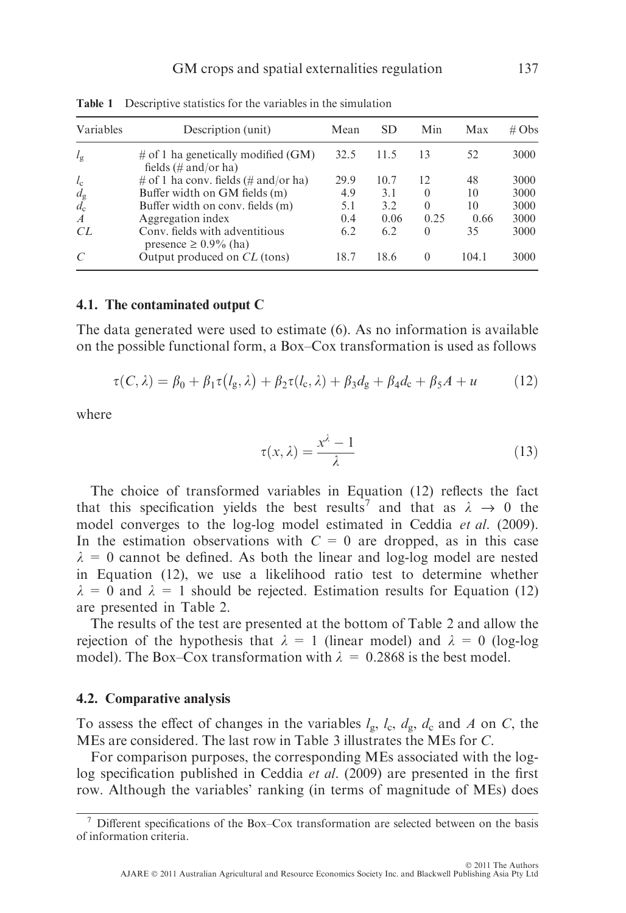**Table 1** Descriptive statistics for the variables in the simulation

| Variables | Description (unit) | Mean | SD | Min | Max | # Obs |
|---|---|---|---|---|---|---|
| $l_g$ | # of 1 ha genetically modified (GM) fields (# and/or ha) | 32.5 | 11.5 | 13 | 52 | 3000 |
| $l_c$ | # of 1 ha conv. fields (# and/or ha) | 29.9 | 10.7 | 12 | 48 | 3000 |
| $d_g$ | Buffer width on GM fields (m) | 4.9 | 3.1 | 0 | 10 | 3000 |
| $d_c$ | Buffer width on conv. fields (m) | 5.1 | 3.2 | 0 | 10 | 3000 |
| $A$ | Aggregation index | 0.4 | 0.06 | 0.25 | 0.66 | 3000 |
| $CL$ | Conv. fields with adventitious presence ≥ 0.9% (ha) | 6.2 | 6.2 | 0 | 35 | 3000 |
| $C$ | Output produced on $CL$ (tons) | 18.7 | 18.6 | 0 | 104.1 | 3000 |

### 4.1. The contaminated output C

The data generated were used to estimate (6). As no information is available on the possible functional form, a Box–Cox transformation is used as follows

$$\tau(C, \lambda) = \beta_0 + \beta_1 \tau(l_g, \lambda) + \beta_2 \tau(l_c, \lambda) + \beta_3 d_g + \beta_4 d_c + \beta_5 A + u \tag{12}$$

where

$$\tau(x, \lambda) = \frac{x^{\lambda} - 1}{\lambda} \tag{13}$$

The choice of transformed variables in Equation (12) reflects the fact that this specification yields the best results[7] and that as $\lambda \rightarrow 0$ the model converges to the log-log model estimated in Ceddia *et al.* (2009). In the estimation observations with $C = 0$ are dropped, as in this case $\lambda = 0$ cannot be defined. As both the linear and log-log model are nested in Equation (12), we use a likelihood ratio test to determine whether $\lambda = 0$ and $\lambda = 1$ should be rejected. Estimation results for Equation (12) are presented in Table 2.

The results of the test are presented at the bottom of Table 2 and allow the rejection of the hypothesis that $\lambda = 1$ (linear model) and $\lambda = 0$ (log-log model). The Box–Cox transformation with $\lambda = 0.2868$ is the best model.

### 4.2. Comparative analysis

To assess the effect of changes in the variables $l_g$, $l_c$, $d_g$, $d_c$ and $A$ on $C$, the MEs are considered. The last row in Table 3 illustrates the MEs for $C$.

For comparison purposes, the corresponding MEs associated with the log-log specification published in Ceddia *et al.* (2009) are presented in the first row. Although the variables' ranking (in terms of magnitude of MEs) does

[7] Different specifications of the Box–Cox transformation are selected between on the basis of information criteria.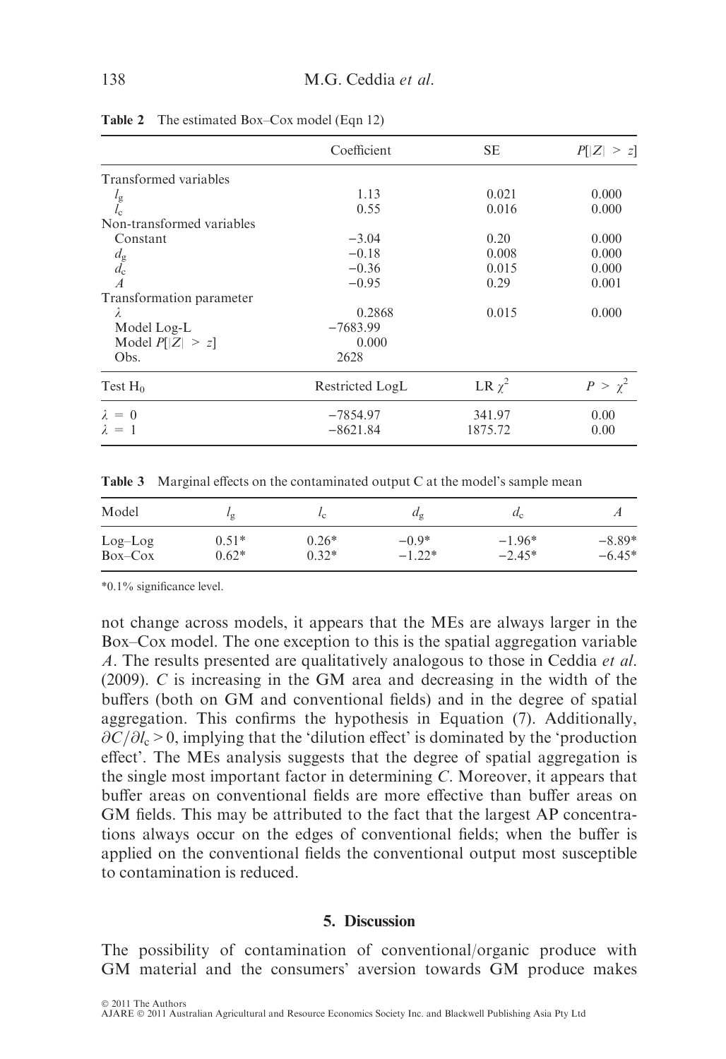**Table 2** The estimated Box–Cox model (Eqn 12)

| | Coefficient | SE | $P[\|Z\| > z]$ |
|---|---|---|---|
| Transformed variables | | | |
| $l_g$ | 1.13 | 0.021 | 0.000 |
| $l_c$ | 0.55 | 0.016 | 0.000 |
| Non-transformed variables | | | |
| Constant | −3.04 | 0.20 | 0.000 |
| $d_g$ | −0.18 | 0.008 | 0.000 |
| $d_c$ | −0.36 | 0.015 | 0.000 |
| $A$ | −0.95 | 0.29 | 0.001 |
| Transformation parameter | | | |
| $\lambda$ | 0.2868 | 0.015 | 0.000 |
| Model Log-L | −7683.99 | | |
| Model $P[\|Z\| > z]$ | 0.000 | | |
| Obs. | 2628 | | |
| Test $H_0$ | Restricted LogL | LR $\chi^2$ | $P > \chi^2$ |
| $\lambda = 0$ | −7854.97 | 341.97 | 0.00 |
| $\lambda = 1$ | −8621.84 | 1875.72 | 0.00 |

**Table 3** Marginal effects on the contaminated output C at the model's sample mean

| Model | $l_g$ | $l_c$ | $d_g$ | $d_c$ | $A$ |
|---|---|---|---|---|---|
| Log–Log | 0.51* | 0.26* | −0.9* | −1.96* | −8.89* |
| Box–Cox | 0.62* | 0.32* | −1.22* | −2.45* | −6.45* |

*0.1% significance level.

not change across models, it appears that the MEs are always larger in the Box–Cox model. The one exception to this is the spatial aggregation variable $A$. The results presented are qualitatively analogous to those in Ceddia *et al.* (2009). $C$ is increasing in the GM area and decreasing in the width of the buffers (both on GM and conventional fields) and in the degree of spatial aggregation. This confirms the hypothesis in Equation (7). Additionally, $\partial C/\partial l_c > 0$, implying that the 'dilution effect' is dominated by the 'production effect'. The MEs analysis suggests that the degree of spatial aggregation is the single most important factor in determining $C$. Moreover, it appears that buffer areas on conventional fields are more effective than buffer areas on GM fields. This may be attributed to the fact that the largest AP concentrations always occur on the edges of conventional fields; when the buffer is applied on the conventional fields the conventional output most susceptible to contamination is reduced.

## 5. Discussion

The possibility of contamination of conventional/organic produce with GM material and the consumers' aversion towards GM produce makes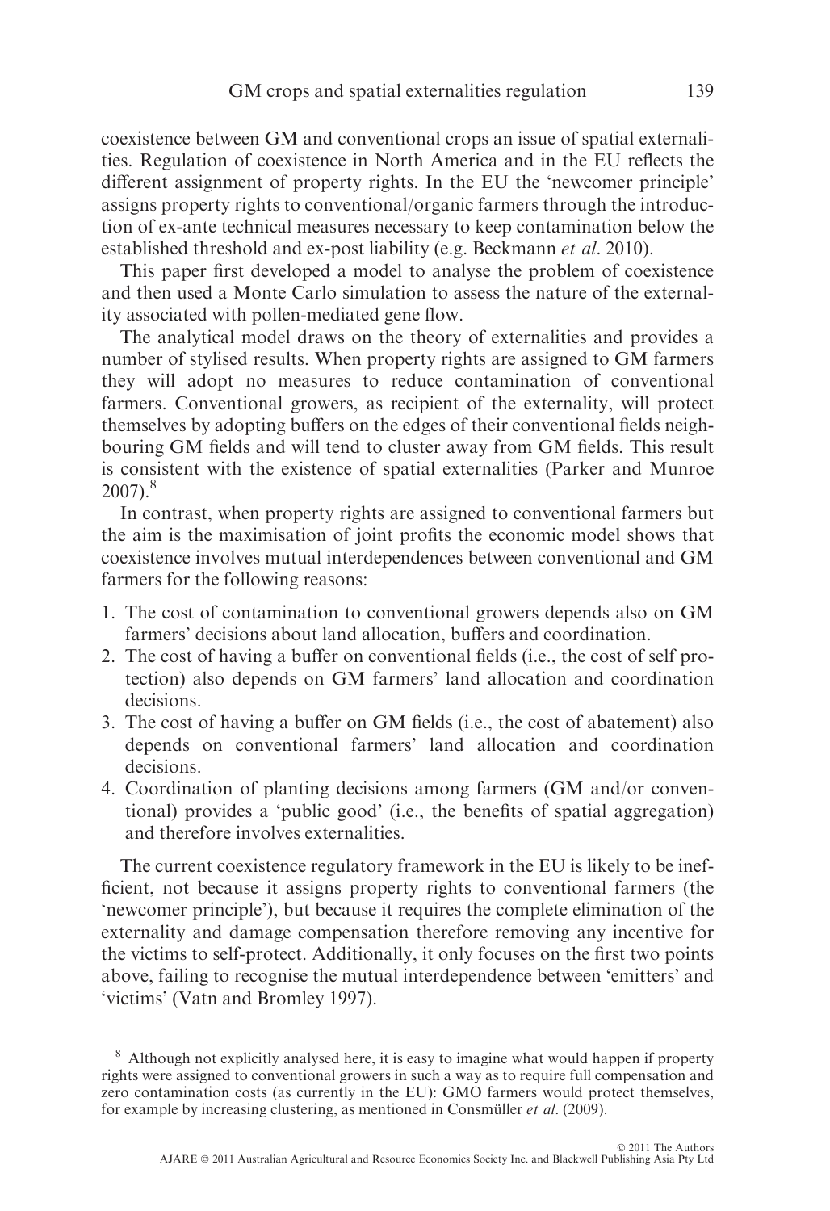coexistence between GM and conventional crops an issue of spatial externalities. Regulation of coexistence in North America and in the EU reflects the different assignment of property rights. In the EU the 'newcomer principle' assigns property rights to conventional/organic farmers through the introduction of ex-ante technical measures necessary to keep contamination below the established threshold and ex-post liability (e.g. Beckmann *et al*. 2010).

This paper first developed a model to analyse the problem of coexistence and then used a Monte Carlo simulation to assess the nature of the externality associated with pollen-mediated gene flow.

The analytical model draws on the theory of externalities and provides a number of stylised results. When property rights are assigned to GM farmers they will adopt no measures to reduce contamination of conventional farmers. Conventional growers, as recipient of the externality, will protect themselves by adopting buffers on the edges of their conventional fields neighbouring GM fields and will tend to cluster away from GM fields. This result is consistent with the existence of spatial externalities (Parker and Munroe 2007).[8]

In contrast, when property rights are assigned to conventional farmers but the aim is the maximisation of joint profits the economic model shows that coexistence involves mutual interdependences between conventional and GM farmers for the following reasons:

1. The cost of contamination to conventional growers depends also on GM farmers' decisions about land allocation, buffers and coordination.
2. The cost of having a buffer on conventional fields (i.e., the cost of self protection) also depends on GM farmers' land allocation and coordination decisions.
3. The cost of having a buffer on GM fields (i.e., the cost of abatement) also depends on conventional farmers' land allocation and coordination decisions.
4. Coordination of planting decisions among farmers (GM and/or conventional) provides a 'public good' (i.e., the benefits of spatial aggregation) and therefore involves externalities.

The current coexistence regulatory framework in the EU is likely to be inefficient, not because it assigns property rights to conventional farmers (the 'newcomer principle'), but because it requires the complete elimination of the externality and damage compensation therefore removing any incentive for the victims to self-protect. Additionally, it only focuses on the first two points above, failing to recognise the mutual interdependence between 'emitters' and 'victims' (Vatn and Bromley 1997).

[8] Although not explicitly analysed here, it is easy to imagine what would happen if property rights were assigned to conventional growers in such a way as to require full compensation and zero contamination costs (as currently in the EU): GMO farmers would protect themselves, for example by increasing clustering, as mentioned in Consmüller *et al*. (2009).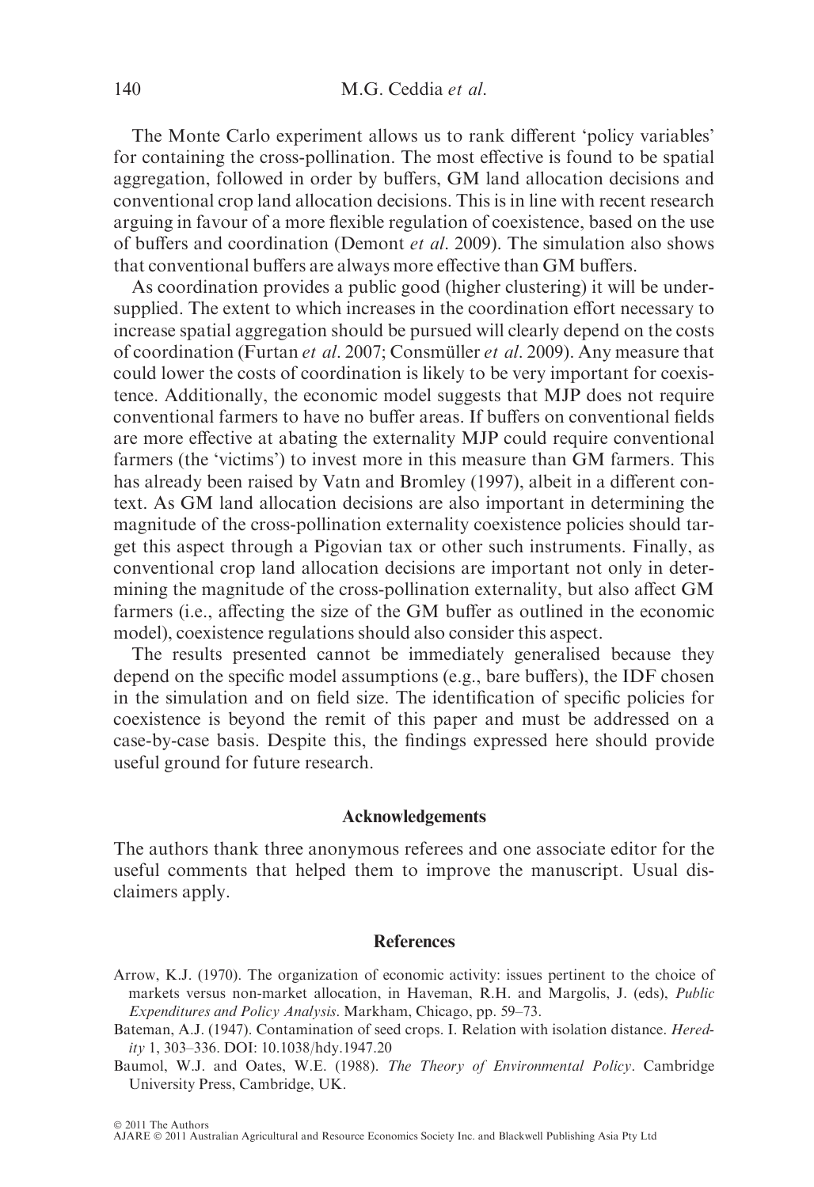The Monte Carlo experiment allows us to rank different 'policy variables' for containing the cross-pollination. The most effective is found to be spatial aggregation, followed in order by buffers, GM land allocation decisions and conventional crop land allocation decisions. This is in line with recent research arguing in favour of a more flexible regulation of coexistence, based on the use of buffers and coordination (Demont *et al*. 2009). The simulation also shows that conventional buffers are always more effective than GM buffers.

As coordination provides a public good (higher clustering) it will be undersupplied. The extent to which increases in the coordination effort necessary to increase spatial aggregation should be pursued will clearly depend on the costs of coordination (Furtan *et al*. 2007; Consmüller *et al*. 2009). Any measure that could lower the costs of coordination is likely to be very important for coexistence. Additionally, the economic model suggests that MJP does not require conventional farmers to have no buffer areas. If buffers on conventional fields are more effective at abating the externality MJP could require conventional farmers (the 'victims') to invest more in this measure than GM farmers. This has already been raised by Vatn and Bromley (1997), albeit in a different context. As GM land allocation decisions are also important in determining the magnitude of the cross-pollination externality coexistence policies should target this aspect through a Pigovian tax or other such instruments. Finally, as conventional crop land allocation decisions are important not only in determining the magnitude of the cross-pollination externality, but also affect GM farmers (i.e., affecting the size of the GM buffer as outlined in the economic model), coexistence regulations should also consider this aspect.

The results presented cannot be immediately generalised because they depend on the specific model assumptions (e.g., bare buffers), the IDF chosen in the simulation and on field size. The identification of specific policies for coexistence is beyond the remit of this paper and must be addressed on a case-by-case basis. Despite this, the findings expressed here should provide useful ground for future research.

## Acknowledgements

The authors thank three anonymous referees and one associate editor for the useful comments that helped them to improve the manuscript. Usual disclaimers apply.

## References

Arrow, K.J. (1970). The organization of economic activity: issues pertinent to the choice of markets versus non-market allocation, in Haveman, R.H. and Margolis, J. (eds), *Public Expenditures and Policy Analysis*. Markham, Chicago, pp. 59–73.

Bateman, A.J. (1947). Contamination of seed crops. I. Relation with isolation distance. *Heredity* 1, 303–336. DOI: 10.1038/hdy.1947.20

Baumol, W.J. and Oates, W.E. (1988). *The Theory of Environmental Policy*. Cambridge University Press, Cambridge, UK.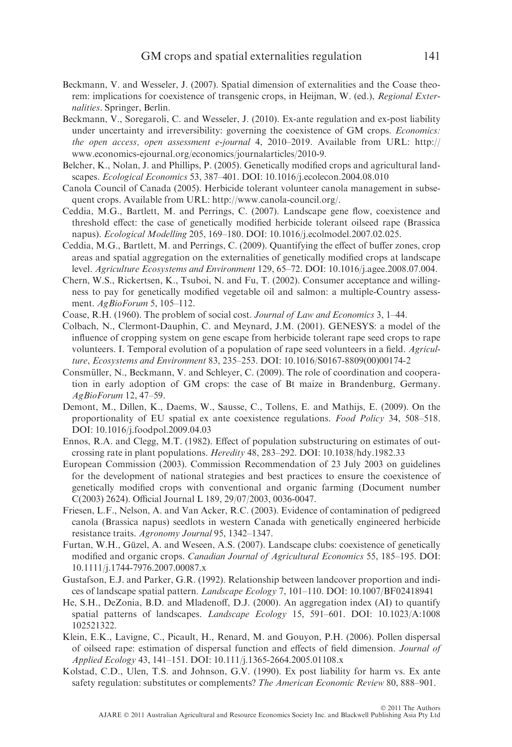Beckmann, V. and Wesseler, J. (2007). Spatial dimension of externalities and the Coase theorem: implications for coexistence of transgenic crops, in Heijman, W. (ed.), *Regional Externalities*. Springer, Berlin.

Beckmann, V., Soregaroli, C. and Wesseler, J. (2010). Ex-ante regulation and ex-post liability under uncertainty and irreversibility: governing the coexistence of GM crops. *Economics: the open access, open assessment e-journal* 4, 2010–2019. Available from URL: http://www.economics-ejournal.org/economics/journalarticles/2010-9.

Belcher, K., Nolan, J. and Phillips, P. (2005). Genetically modified crops and agricultural landscapes. *Ecological Economics* 53, 387–401. DOI: 10.1016/j.ecolecon.2004.08.010

Canola Council of Canada (2005). Herbicide tolerant volunteer canola management in subsequent crops. Available from URL: http://www.canola-council.org/.

Ceddia, M.G., Bartlett, M. and Perrings, C. (2007). Landscape gene flow, coexistence and threshold effect: the case of genetically modified herbicide tolerant oilseed rape (Brassica napus). *Ecological Modelling* 205, 169–180. DOI: 10.1016/j.ecolmodel.2007.02.025.

Ceddia, M.G., Bartlett, M. and Perrings, C. (2009). Quantifying the effect of buffer zones, crop areas and spatial aggregation on the externalities of genetically modified crops at landscape level. *Agriculture Ecosystems and Environment* 129, 65–72. DOI: 10.1016/j.agee.2008.07.004.

Chern, W.S., Rickertsen, K., Tsuboi, N. and Fu, T. (2002). Consumer acceptance and willingness to pay for genetically modified vegetable oil and salmon: a multiple-Country assessment. *AgBioForum* 5, 105–112.

Coase, R.H. (1960). The problem of social cost. *Journal of Law and Economics* 3, 1–44.

Colbach, N., Clermont-Dauphin, C. and Meynard, J.M. (2001). GENESYS: a model of the influence of cropping system on gene escape from herbicide tolerant rape seed crops to rape volunteers. I. Temporal evolution of a population of rape seed volunteers in a field. *Agriculture, Ecosystems and Environment* 83, 235–253. DOI: 10.1016/S0167-8809(00)00174-2

Consmüller, N., Beckmann, V. and Schleyer, C. (2009). The role of coordination and cooperation in early adoption of GM crops: the case of Bt maize in Brandenburg, Germany. *AgBioForum* 12, 47–59.

Demont, M., Dillen, K., Daems, W., Sausse, C., Tollens, E. and Mathijs, E. (2009). On the proportionality of EU spatial ex ante coexistence regulations. *Food Policy* 34, 508–518. DOI: 10.1016/j.foodpol.2009.04.03

Ennos, R.A. and Clegg, M.T. (1982). Effect of population substructuring on estimates of outcrossing rate in plant populations. *Heredity* 48, 283–292. DOI: 10.1038/hdy.1982.33

European Commission (2003). Commission Recommendation of 23 July 2003 on guidelines for the development of national strategies and best practices to ensure the coexistence of genetically modified crops with conventional and organic farming (Document number C(2003) 2624). Official Journal L 189, 29/07/2003, 0036-0047.

Friesen, L.F., Nelson, A. and Van Acker, R.C. (2003). Evidence of contamination of pedigreed canola (Brassica napus) seedlots in western Canada with genetically engineered herbicide resistance traits. *Agronomy Journal* 95, 1342–1347.

Furtan, W.H., Güzel, A. and Weseen, A.S. (2007). Landscape clubs: coexistence of genetically modified and organic crops. *Canadian Journal of Agricultural Economics* 55, 185–195. DOI: 10.1111/j.1744-7976.2007.00087.x

Gustafson, E.J. and Parker, G.R. (1992). Relationship between landcover proportion and indices of landscape spatial pattern. *Landscape Ecology* 7, 101–110. DOI: 10.1007/BF02418941

He, S.H., DeZonia, B.D. and Mladenoff, D.J. (2000). An aggregation index (AI) to quantify spatial patterns of landscapes. *Landscape Ecology* 15, 591–601. DOI: 10.1023/A:1008102521322.

Klein, E.K., Lavigne, C., Picault, H., Renard, M. and Gouyon, P.H. (2006). Pollen dispersal of oilseed rape: estimation of dispersal function and effects of field dimension. *Journal of Applied Ecology* 43, 141–151. DOI: 10.111/j.1365-2664.2005.01108.x

Kolstad, C.D., Ulen, T.S. and Johnson, G.V. (1990). Ex post liability for harm vs. Ex ante safety regulation: substitutes or complements? *The American Economic Review* 80, 888–901.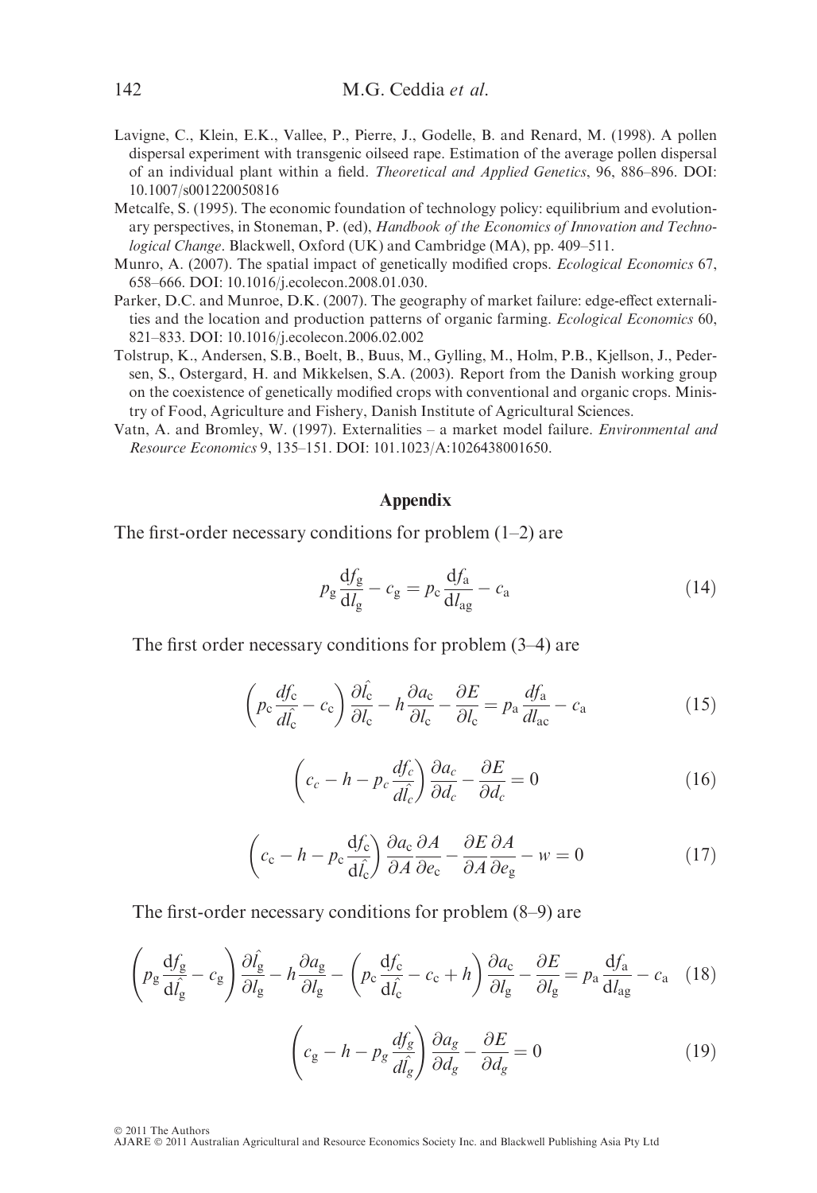Lavigne, C., Klein, E.K., Vallee, P., Pierre, J., Godelle, B. and Renard, M. (1998). A pollen dispersal experiment with transgenic oilseed rape. Estimation of the average pollen dispersal of an individual plant within a field. *Theoretical and Applied Genetics*, 96, 886–896. DOI: 10.1007/s001220050816

Metcalfe, S. (1995). The economic foundation of technology policy: equilibrium and evolutionary perspectives, in Stoneman, P. (ed), *Handbook of the Economics of Innovation and Technological Change*. Blackwell, Oxford (UK) and Cambridge (MA), pp. 409–511.

Munro, A. (2007). The spatial impact of genetically modified crops. *Ecological Economics* 67, 658–666. DOI: 10.1016/j.ecolecon.2008.01.030.

Parker, D.C. and Munroe, D.K. (2007). The geography of market failure: edge-effect externalities and the location and production patterns of organic farming. *Ecological Economics* 60, 821–833. DOI: 10.1016/j.ecolecon.2006.02.002

Tolstrup, K., Andersen, S.B., Boelt, B., Buus, M., Gylling, M., Holm, P.B., Kjellson, J., Pedersen, S., Ostergard, H. and Mikkelsen, S.A. (2003). Report from the Danish working group on the coexistence of genetically modified crops with conventional and organic crops. Ministry of Food, Agriculture and Fishery, Danish Institute of Agricultural Sciences.

Vatn, A. and Bromley, W. (1997). Externalities – a market model failure. *Environmental and Resource Economics* 9, 135–151. DOI: 101.1023/A:1026438001650.

## Appendix

The first-order necessary conditions for problem (1–2) are

$$p_g \frac{df_g}{dl_g} - c_g = p_c \frac{df_a}{dl_{ag}} - c_a \tag{14}$$

The first order necessary conditions for problem (3–4) are

$$\left(p_c \frac{df_c}{d\hat{l_c}} - c_c\right) \frac{\partial \hat{l_c}}{\partial l_c} - h \frac{\partial a_c}{\partial l_c} - \frac{\partial E}{\partial l_c} = p_a \frac{df_a}{dl_{ac}} - c_a \tag{15}$$

$$\left(c_c - h - p_c \frac{df_c}{d\hat{l_c}}\right) \frac{\partial a_c}{\partial d_c} - \frac{\partial E}{\partial d_c} = 0 \tag{16}$$

$$\left(c_c - h - p_c \frac{df_c}{d\hat{l_c}}\right) \frac{\partial a_c}{\partial A} \frac{\partial A}{\partial e_c} - \frac{\partial E}{\partial A} \frac{\partial A}{\partial e_g} - w = 0 \tag{17}$$

The first-order necessary conditions for problem (8–9) are

$$\left(p_g \frac{df_g}{d\hat{l_g}} - c_g\right) \frac{\partial \hat{l_g}}{\partial l_g} - h \frac{\partial a_g}{\partial l_g} - \left(p_c \frac{df_c}{d\hat{l_c}} - c_c + h\right) \frac{\partial a_c}{\partial l_g} - \frac{\partial E}{\partial l_g} = p_a \frac{df_a}{dl_{ag}} - c_a \tag{18}$$

$$\left(c_g - h - p_g \frac{df_g}{d\hat{l_g}}\right) \frac{\partial a_g}{\partial d_g} - \frac{\partial E}{\partial d_g} = 0 \tag{19}$$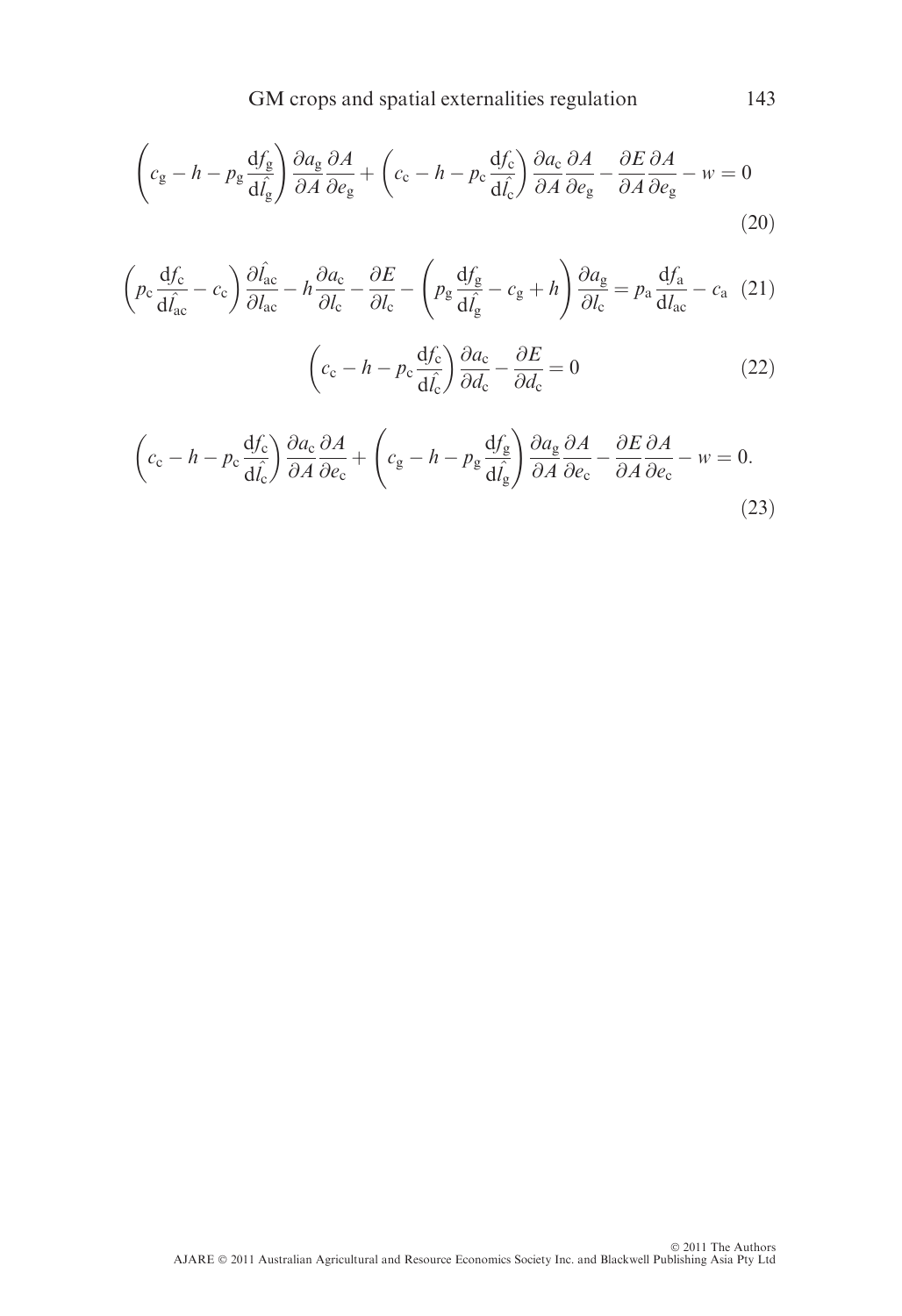$$\left(c_{\mathrm{g}}-h-p_{\mathrm{g}}\frac{\mathrm{d}f_{\mathrm{g}}}{\mathrm{d}\hat{l}_{\mathrm{g}}}\right)\frac{\partial a_{\mathrm{g}}}{\partial A}\frac{\partial A}{\partial e_{\mathrm{g}}}+\left(c_{\mathrm{c}}-h-p_{\mathrm{c}}\frac{\mathrm{d}f_{\mathrm{c}}}{\mathrm{d}\hat{l}_{\mathrm{c}}}\right)\frac{\partial a_{\mathrm{c}}}{\partial A}\frac{\partial A}{\partial e_{\mathrm{g}}}-\frac{\partial E}{\partial A}\frac{\partial A}{\partial e_{\mathrm{g}}}-w=0 \tag{20}$$

$$\left(p_{\mathrm{c}}\frac{\mathrm{d}f_{\mathrm{c}}}{\mathrm{d}\hat{l}_{\mathrm{ac}}}-c_{\mathrm{c}}\right)\frac{\partial\hat{l}_{\mathrm{ac}}}{\partial l_{\mathrm{ac}}}-h\frac{\partial a_{\mathrm{c}}}{\partial l_{\mathrm{c}}}-\frac{\partial E}{\partial l_{\mathrm{c}}}-\left(p_{\mathrm{g}}\frac{\mathrm{d}f_{\mathrm{g}}}{\mathrm{d}\hat{l}_{\mathrm{g}}}-c_{\mathrm{g}}+h\right)\frac{\partial a_{\mathrm{g}}}{\partial l_{\mathrm{c}}}=p_{\mathrm{a}}\frac{\mathrm{d}f_{\mathrm{a}}}{\mathrm{d}l_{\mathrm{ac}}}-c_{\mathrm{a}} \tag{21}$$

$$\left(c_{\mathrm{c}}-h-p_{\mathrm{c}}\frac{\mathrm{d}f_{\mathrm{c}}}{\mathrm{d}\hat{l}_{\mathrm{c}}}\right)\frac{\partial a_{\mathrm{c}}}{\partial d_{\mathrm{c}}}-\frac{\partial E}{\partial d_{\mathrm{c}}}=0 \tag{22}$$

$$\left(c_{\mathrm{c}}-h-p_{\mathrm{c}}\frac{\mathrm{d}f_{\mathrm{c}}}{\mathrm{d}\hat{l}_{\mathrm{c}}}\right)\frac{\partial a_{\mathrm{c}}}{\partial A}\frac{\partial A}{\partial e_{\mathrm{c}}}+\left(c_{\mathrm{g}}-h-p_{\mathrm{g}}\frac{\mathrm{d}f_{\mathrm{g}}}{\mathrm{d}\hat{l}_{\mathrm{g}}}\right)\frac{\partial a_{\mathrm{g}}}{\partial A}\frac{\partial A}{\partial e_{\mathrm{c}}}-\frac{\partial E}{\partial A}\frac{\partial A}{\partial e_{\mathrm{c}}}-w=0. \tag{23}$$